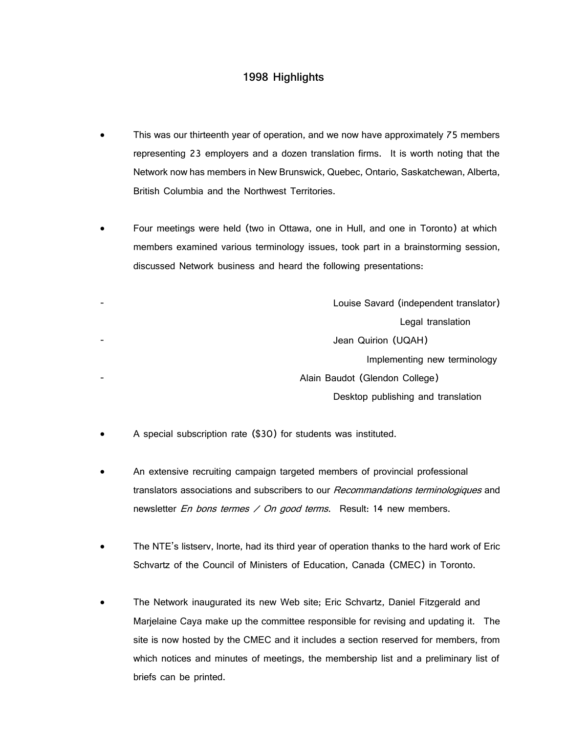## 1998 Highlights

- This was our thirteenth year of operation, and we now have approximately 75 members representing 23 employers and a dozen translation firms. It is worth noting that the Network now has members in New Brunswick, Quebec, Ontario, Saskatchewan, Alberta, British Columbia and the Northwest Territories.

- Four meetings were held (two in Ottawa, one in Hull, and one in Toronto) at which members examined various terminology issues, took part in a brainstorming session, discussed Network business and heard the following presentations:

  - Louise Savard (independent translator)
    Legal translation
  - Jean Quirion (UQAH)
    Implementing new terminology
  - Alain Baudot (Glendon College)
    Desktop publishing and translation

- A special subscription rate ($30) for students was instituted.

- An extensive recruiting campaign targeted members of provincial professional translators associations and subscribers to our *Recommandations terminologiques* and newsletter *En bons termes / On good terms*. Result: 14 new members.

- The NTE's listserv, lnorte, had its third year of operation thanks to the hard work of Eric Schvartz of the Council of Ministers of Education, Canada (CMEC) in Toronto.

- The Network inaugurated its new Web site; Eric Schvartz, Daniel Fitzgerald and Marjelaine Caya make up the committee responsible for revising and updating it. The site is now hosted by the CMEC and it includes a section reserved for members, from which notices and minutes of meetings, the membership list and a preliminary list of briefs can be printed.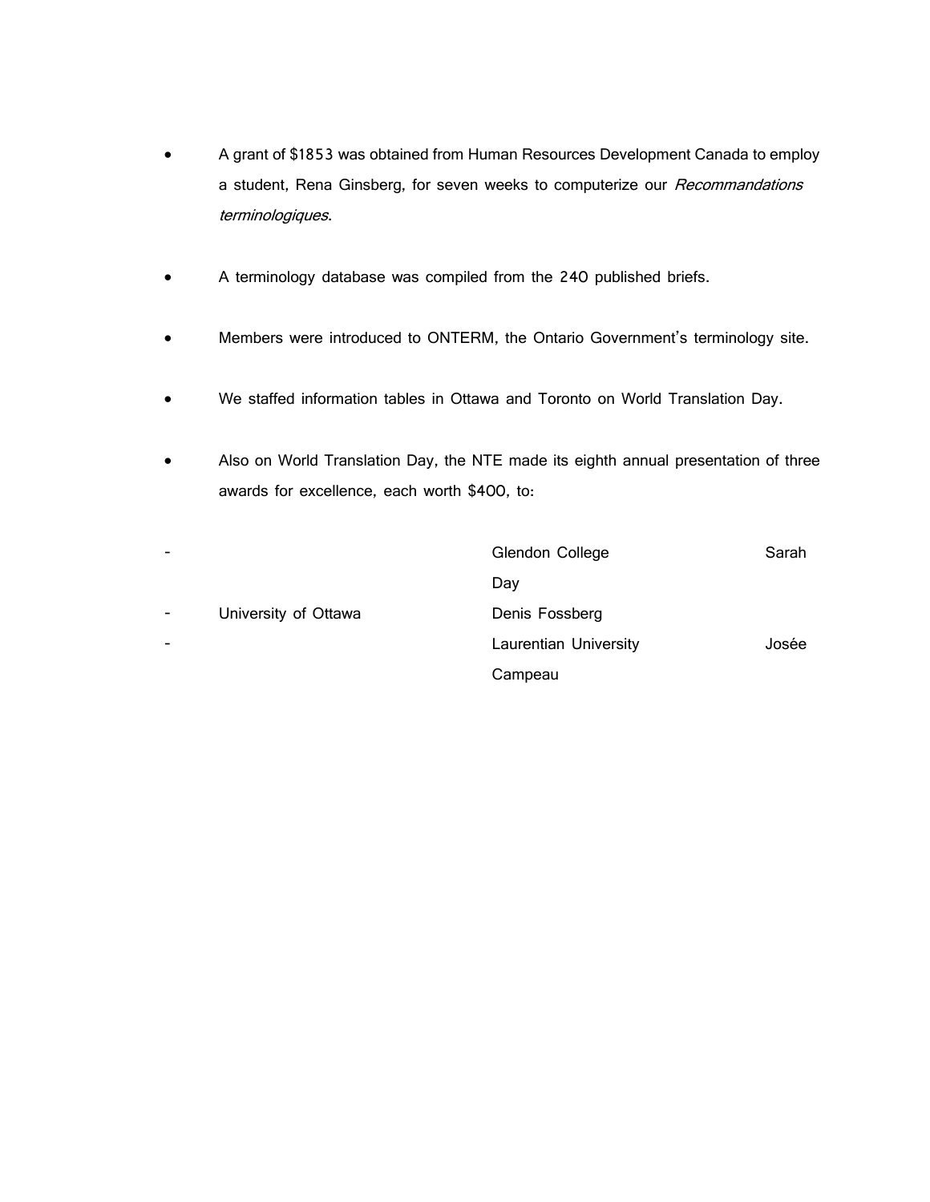- A grant of $1853 was obtained from Human Resources Development Canada to employ a student, Rena Ginsberg, for seven weeks to computerize our *Recommandations terminologiques*.

- A terminology database was compiled from the 240 published briefs.

- Members were introduced to ONTERM, the Ontario Government's terminology site.

- We staffed information tables in Ottawa and Toronto on World Translation Day.

- Also on World Translation Day, the NTE made its eighth annual presentation of three awards for excellence, each worth $400, to:

  - Glendon College — Sarah Day
  - University of Ottawa — Denis Fossberg
  - Laurentian University — Josée Campeau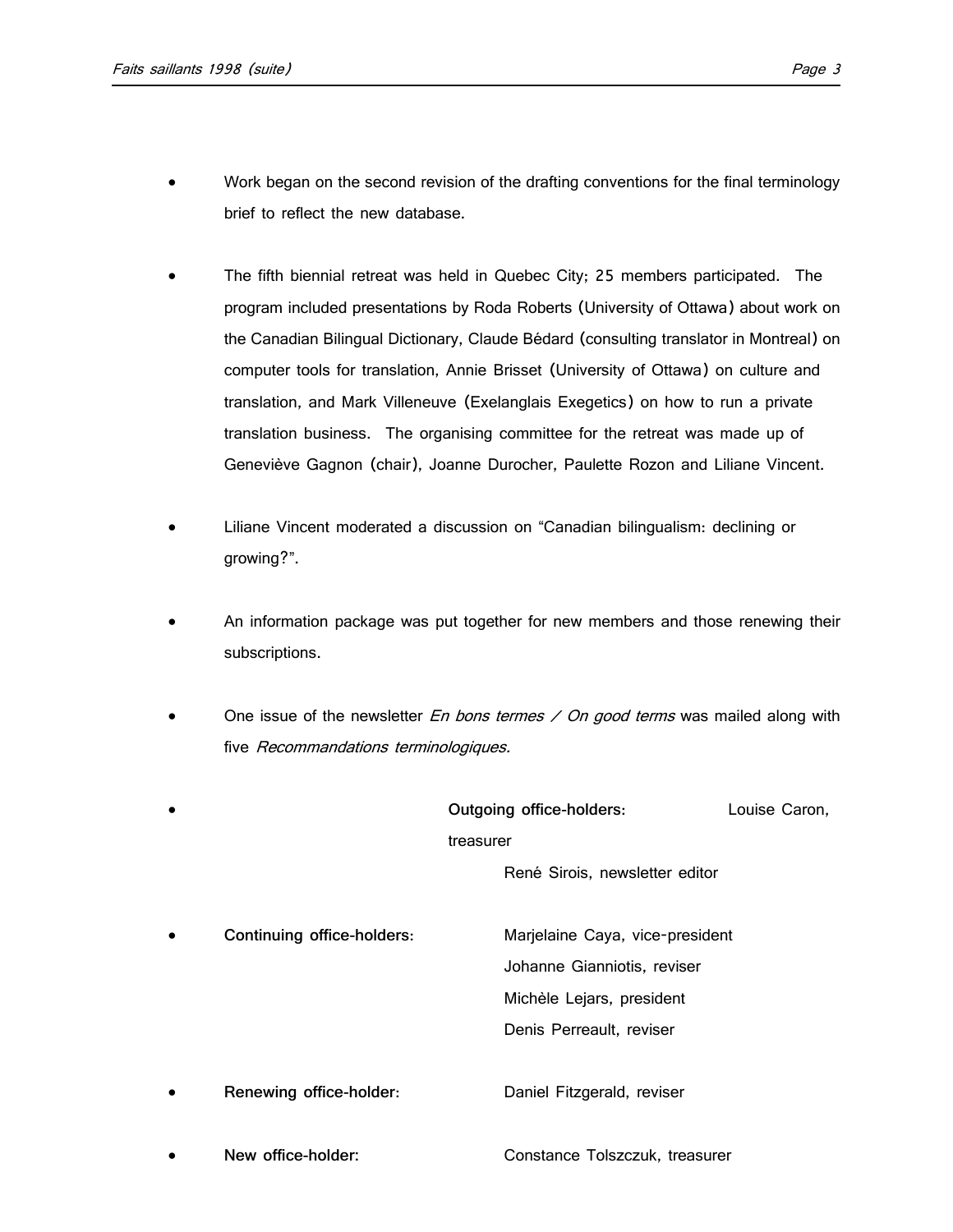- Work began on the second revision of the drafting conventions for the final terminology brief to reflect the new database.

- The fifth biennial retreat was held in Quebec City; 25 members participated. The program included presentations by Roda Roberts (University of Ottawa) about work on the Canadian Bilingual Dictionary, Claude Bédard (consulting translator in Montreal) on computer tools for translation, Annie Brisset (University of Ottawa) on culture and translation, and Mark Villeneuve (Exelanglais Exegetics) on how to run a private translation business. The organising committee for the retreat was made up of Geneviève Gagnon (chair), Joanne Durocher, Paulette Rozon and Liliane Vincent.

- Liliane Vincent moderated a discussion on "Canadian bilingualism: declining or growing?".

- An information package was put together for new members and those renewing their subscriptions.

- One issue of the newsletter *En bons termes / On good terms* was mailed along with five *Recommandations terminologiques.*

- **Outgoing office-holders:** Louise Caron, treasurer
  René Sirois, newsletter editor

- **Continuing office-holders:** Marjelaine Caya, vice-president
  Johanne Gianniotis, reviser
  Michèle Lejars, president
  Denis Perreault, reviser

- **Renewing office-holder:** Daniel Fitzgerald, reviser

- **New office-holder:** Constance Tolszczuk, treasurer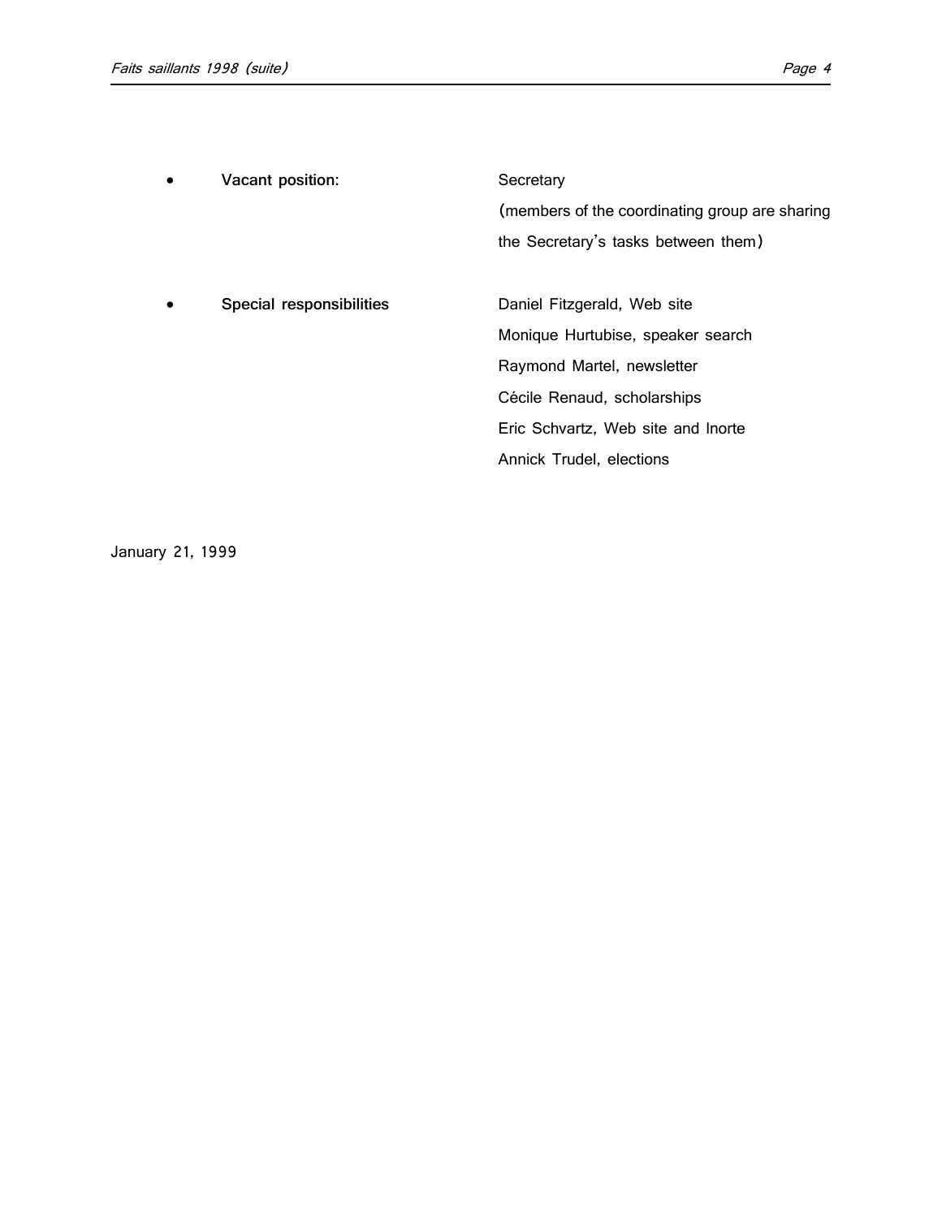- **Vacant position:** Secretary
  (members of the coordinating group are sharing the Secretary's tasks between them)

- **Special responsibilities**
  Daniel Fitzgerald, Web site
  Monique Hurtubise, speaker search
  Raymond Martel, newsletter
  Cécile Renaud, scholarships
  Eric Schvartz, Web site and Inorte
  Annick Trudel, elections

January 21, 1999